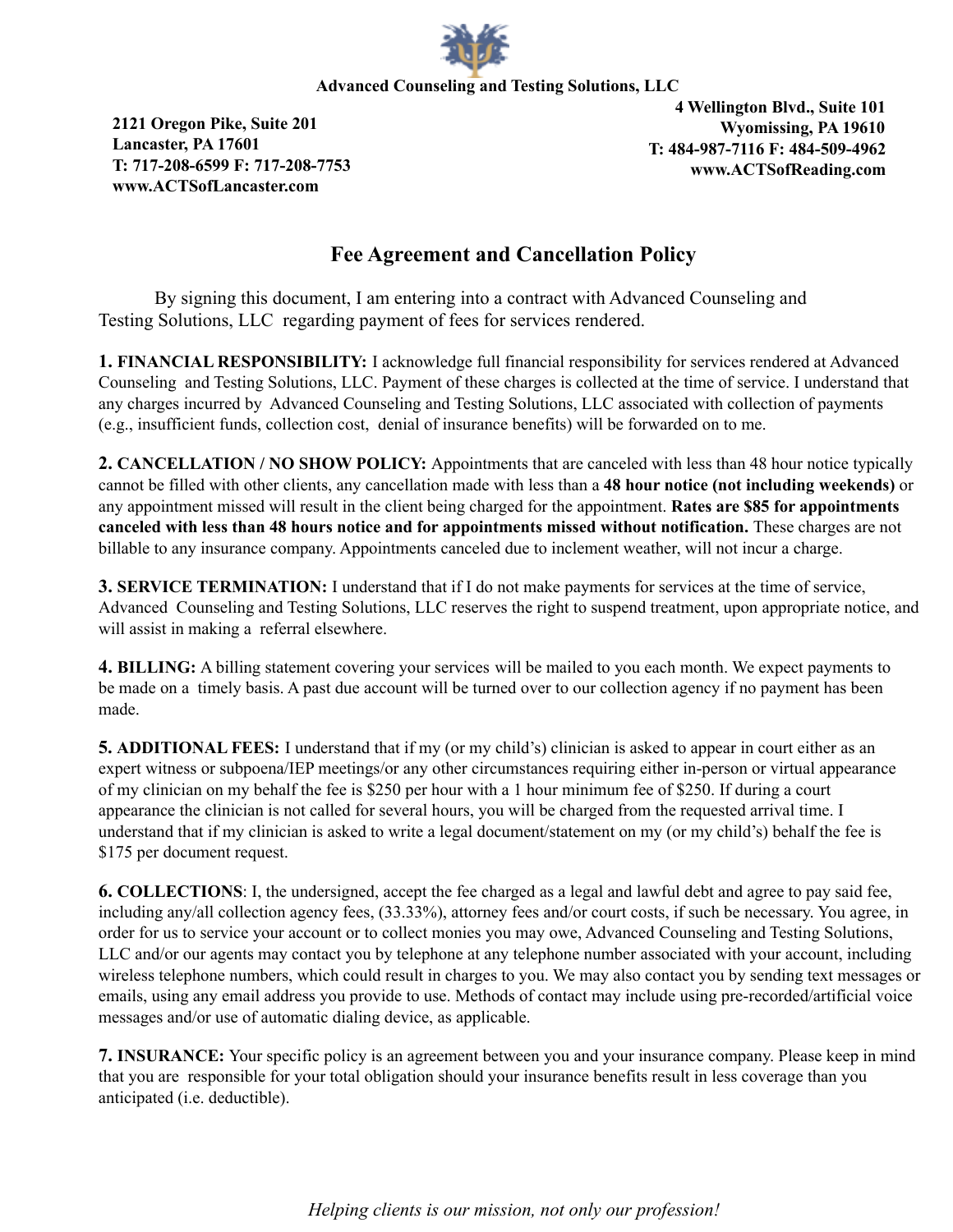**Advanced Counseling and Testing Solutions, LLC**

**2121 Oregon Pike, Suite 201**
**Lancaster, PA 17601**
**T: 717-208-6599 F: 717-208-7753**
**www.ACTSofLancaster.com**

**4 Wellington Blvd., Suite 101**
**Wyomissing, PA 19610**
**T: 484-987-7116 F: 484-509-4962**
**www.ACTSofReading.com**

# Fee Agreement and Cancellation Policy

By signing this document, I am entering into a contract with Advanced Counseling and Testing Solutions, LLC regarding payment of fees for services rendered.

**1. FINANCIAL RESPONSIBILITY:** I acknowledge full financial responsibility for services rendered at Advanced Counseling and Testing Solutions, LLC. Payment of these charges is collected at the time of service. I understand that any charges incurred by Advanced Counseling and Testing Solutions, LLC associated with collection of payments (e.g., insufficient funds, collection cost, denial of insurance benefits) will be forwarded on to me.

**2. CANCELLATION / NO SHOW POLICY:** Appointments that are canceled with less than 48 hour notice typically cannot be filled with other clients, any cancellation made with less than a **48 hour notice (not including weekends)** or any appointment missed will result in the client being charged for the appointment. **Rates are $85 for appointments canceled with less than 48 hours notice and for appointments missed without notification.** These charges are not billable to any insurance company. Appointments canceled due to inclement weather, will not incur a charge.

**3. SERVICE TERMINATION:** I understand that if I do not make payments for services at the time of service, Advanced Counseling and Testing Solutions, LLC reserves the right to suspend treatment, upon appropriate notice, and will assist in making a referral elsewhere.

**4. BILLING:** A billing statement covering your services will be mailed to you each month. We expect payments to be made on a timely basis. A past due account will be turned over to our collection agency if no payment has been made.

**5. ADDITIONAL FEES:** I understand that if my (or my child's) clinician is asked to appear in court either as an expert witness or subpoena/IEP meetings/or any other circumstances requiring either in-person or virtual appearance of my clinician on my behalf the fee is $250 per hour with a 1 hour minimum fee of $250. If during a court appearance the clinician is not called for several hours, you will be charged from the requested arrival time. I understand that if my clinician is asked to write a legal document/statement on my (or my child's) behalf the fee is $175 per document request.

**6. COLLECTIONS**: I, the undersigned, accept the fee charged as a legal and lawful debt and agree to pay said fee, including any/all collection agency fees, (33.33%), attorney fees and/or court costs, if such be necessary. You agree, in order for us to service your account or to collect monies you may owe, Advanced Counseling and Testing Solutions, LLC and/or our agents may contact you by telephone at any telephone number associated with your account, including wireless telephone numbers, which could result in charges to you. We may also contact you by sending text messages or emails, using any email address you provide to use. Methods of contact may include using pre-recorded/artificial voice messages and/or use of automatic dialing device, as applicable.

**7. INSURANCE:** Your specific policy is an agreement between you and your insurance company. Please keep in mind that you are responsible for your total obligation should your insurance benefits result in less coverage than you anticipated (i.e. deductible).

*Helping clients is our mission, not only our profession!*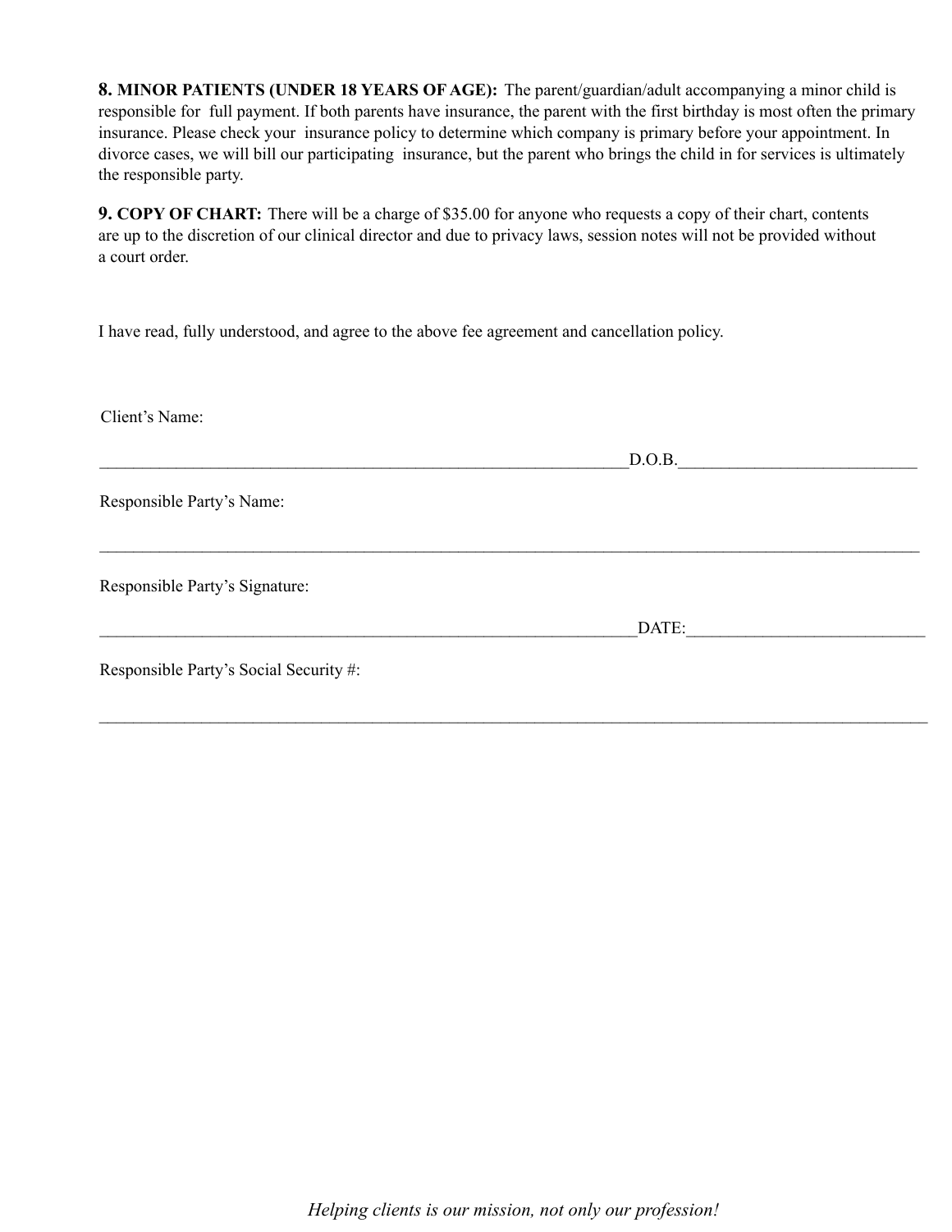**8. MINOR PATIENTS (UNDER 18 YEARS OF AGE):** The parent/guardian/adult accompanying a minor child is responsible for full payment. If both parents have insurance, the parent with the first birthday is most often the primary insurance. Please check your insurance policy to determine which company is primary before your appointment. In divorce cases, we will bill our participating insurance, but the parent who brings the child in for services is ultimately the responsible party.

**9. COPY OF CHART:** There will be a charge of $35.00 for anyone who requests a copy of their chart, contents are up to the discretion of our clinical director and due to privacy laws, session notes will not be provided without a court order.

I have read, fully understood, and agree to the above fee agreement and cancellation policy.

Client's Name:

_________________________________________________________________D.O.B.____________________________

Responsible Party's Name:

_____________________________________________________________________________________________________

Responsible Party's Signature:

_________________________________________________________________DATE:____________________________

Responsible Party's Social Security #:

_____________________________________________________________________________________________________

*Helping clients is our mission, not only our profession!*